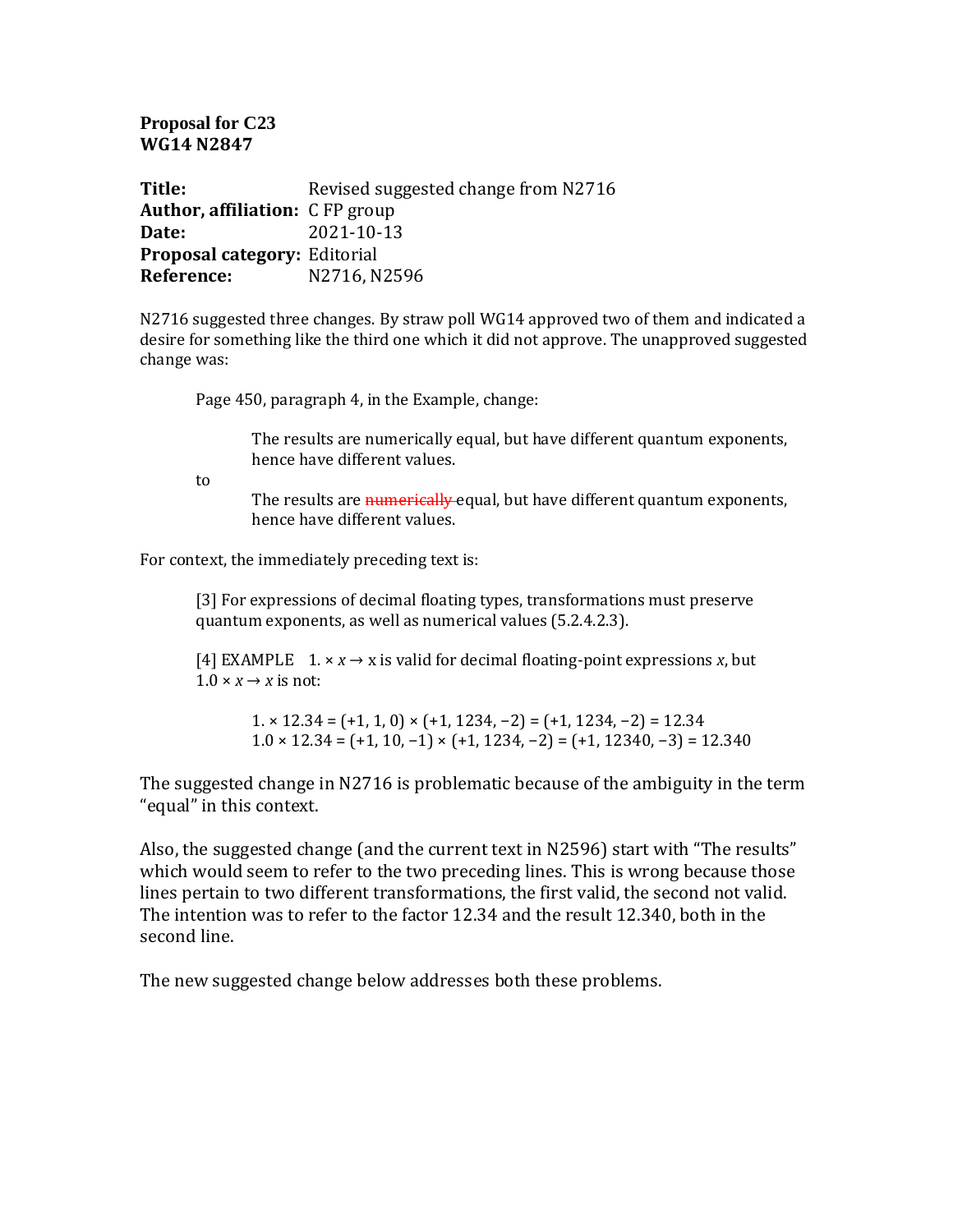**Proposal for C23**
**WG14 N2847**

| | |
|---|---|
| **Title:** | Revised suggested change from N2716 |
| **Author, affiliation:** | C FP group |
| **Date:** | 2021-10-13 |
| **Proposal category:** | Editorial |
| **Reference:** | N2716, N2596 |

N2716 suggested three changes. By straw poll WG14 approved two of them and indicated a desire for something like the third one which it did not approve. The unapproved suggested change was:

> Page 450, paragraph 4, in the Example, change:
>
> > The results are numerically equal, but have different quantum exponents, hence have different values.
>
> to
>
> > The results are ~~numerically~~ equal, but have different quantum exponents, hence have different values.

For context, the immediately preceding text is:

> [3] For expressions of decimal floating types, transformations must preserve quantum exponents, as well as numerical values (5.2.4.2.3).
>
> [4] EXAMPLE  $1. \times x \to$ x is valid for decimal floating-point expressions $x$, but $1.0 \times x \to x$ is not:
>
> > $1. \times 12.34 = (+1, 1, 0) \times (+1, 1234, -2) = (+1, 1234, -2) = 12.34$
> > $1.0 \times 12.34 = (+1, 10, -1) \times (+1, 1234, -2) = (+1, 12340, -3) = 12.340$

The suggested change in N2716 is problematic because of the ambiguity in the term "equal" in this context.

Also, the suggested change (and the current text in N2596) start with "The results" which would seem to refer to the two preceding lines. This is wrong because those lines pertain to two different transformations, the first valid, the second not valid. The intention was to refer to the factor 12.34 and the result 12.340, both in the second line.

The new suggested change below addresses both these problems.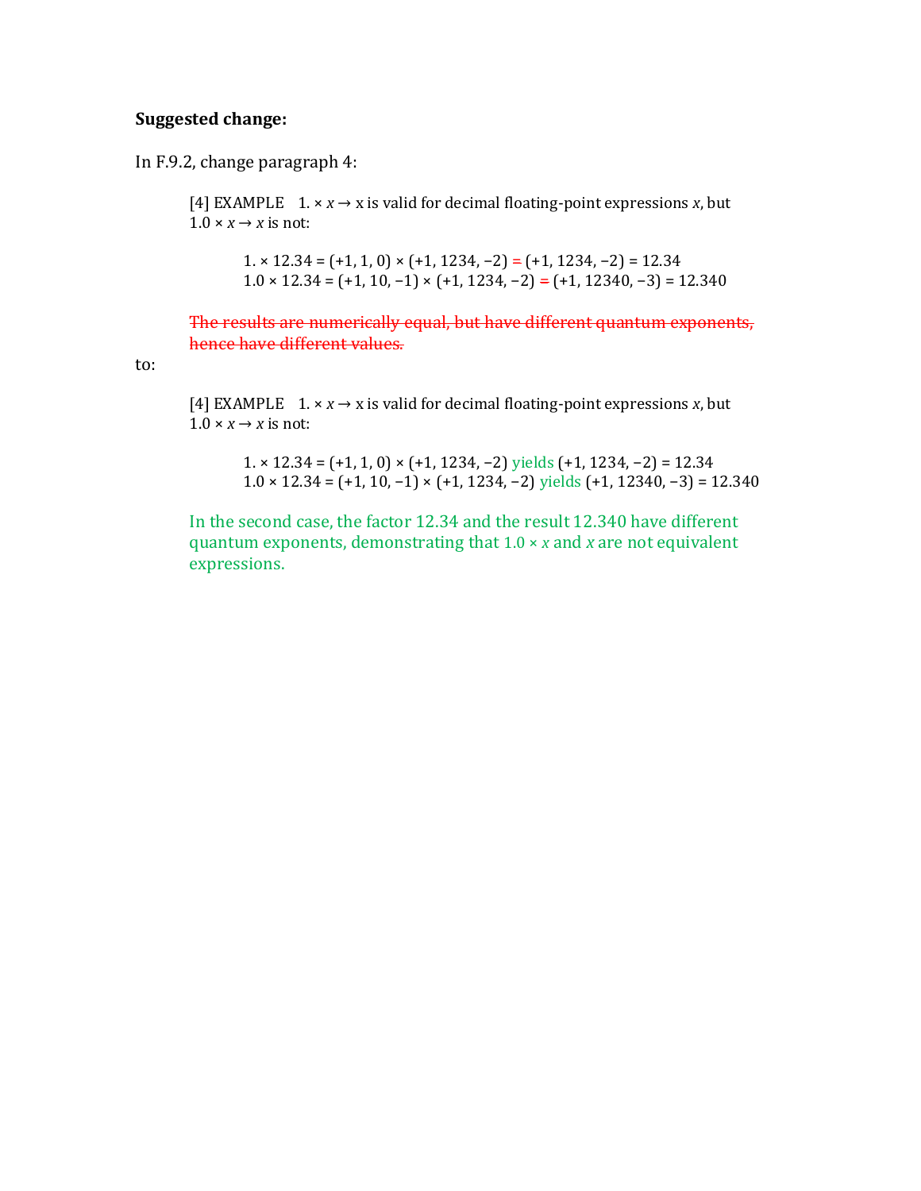**Suggested change:**

In F.9.2, change paragraph 4:

> [4] EXAMPLE  1. × *x* → x is valid for decimal floating-point expressions *x*, but 1.0 × *x* → *x* is not:
>
> > 1. × 12.34 = (+1, 1, 0) × (+1, 1234, −2) = (+1, 1234, −2) = 12.34
> > 1.0 × 12.34 = (+1, 10, −1) × (+1, 1234, −2) = (+1, 12340, −3) = 12.340
>
> ~~The results are numerically equal, but have different quantum exponents, hence have different values.~~

to:

> [4] EXAMPLE  1. × *x* → x is valid for decimal floating-point expressions *x*, but 1.0 × *x* → *x* is not:
>
> > 1. × 12.34 = (+1, 1, 0) × (+1, 1234, −2) yields (+1, 1234, −2) = 12.34
> > 1.0 × 12.34 = (+1, 10, −1) × (+1, 1234, −2) yields (+1, 12340, −3) = 12.340
>
> In the second case, the factor 12.34 and the result 12.340 have different quantum exponents, demonstrating that 1.0 × *x* and *x* are not equivalent expressions.